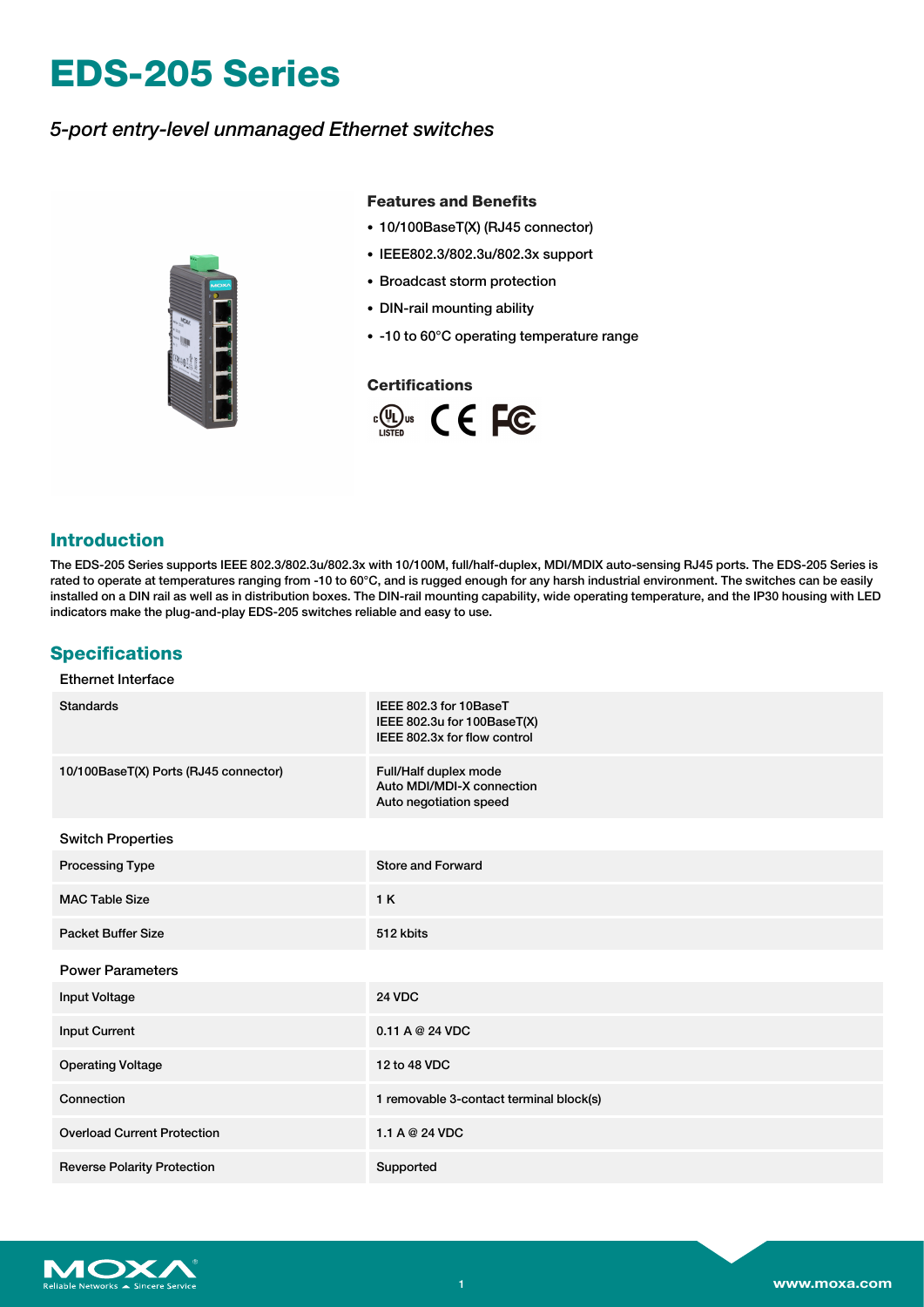# EDS-205 Series

*5-port entry-level unmanaged Ethernet switches*

### Features and Benefits

- 10/100BaseT(X) (RJ45 connector)
- IEEE802.3/802.3u/802.3x support
- Broadcast storm protection
- DIN-rail mounting ability
- -10 to 60°C operating temperature range

### Certifications

## Introduction

The EDS-205 Series supports IEEE 802.3/802.3u/802.3x with 10/100M, full/half-duplex, MDI/MDIX auto-sensing RJ45 ports. The EDS-205 Series is rated to operate at temperatures ranging from -10 to 60°C, and is rugged enough for any harsh industrial environment. The switches can be easily installed on a DIN rail as well as in distribution boxes. The DIN-rail mounting capability, wide operating temperature, and the IP30 housing with LED indicators make the plug-and-play EDS-205 switches reliable and easy to use.

## Specifications

### Ethernet Interface

| | |
|---|---|
| Standards | IEEE 802.3 for 10BaseT<br>IEEE 802.3u for 100BaseT(X)<br>IEEE 802.3x for flow control |
| 10/100BaseT(X) Ports (RJ45 connector) | Full/Half duplex mode<br>Auto MDI/MDI-X connection<br>Auto negotiation speed |

### Switch Properties

| | |
|---|---|
| Processing Type | Store and Forward |
| MAC Table Size | 1 K |
| Packet Buffer Size | 512 kbits |

### Power Parameters

| | |
|---|---|
| Input Voltage | 24 VDC |
| Input Current | 0.11 A @ 24 VDC |
| Operating Voltage | 12 to 48 VDC |
| Connection | 1 removable 3-contact terminal block(s) |
| Overload Current Protection | 1.1 A @ 24 VDC |
| Reverse Polarity Protection | Supported |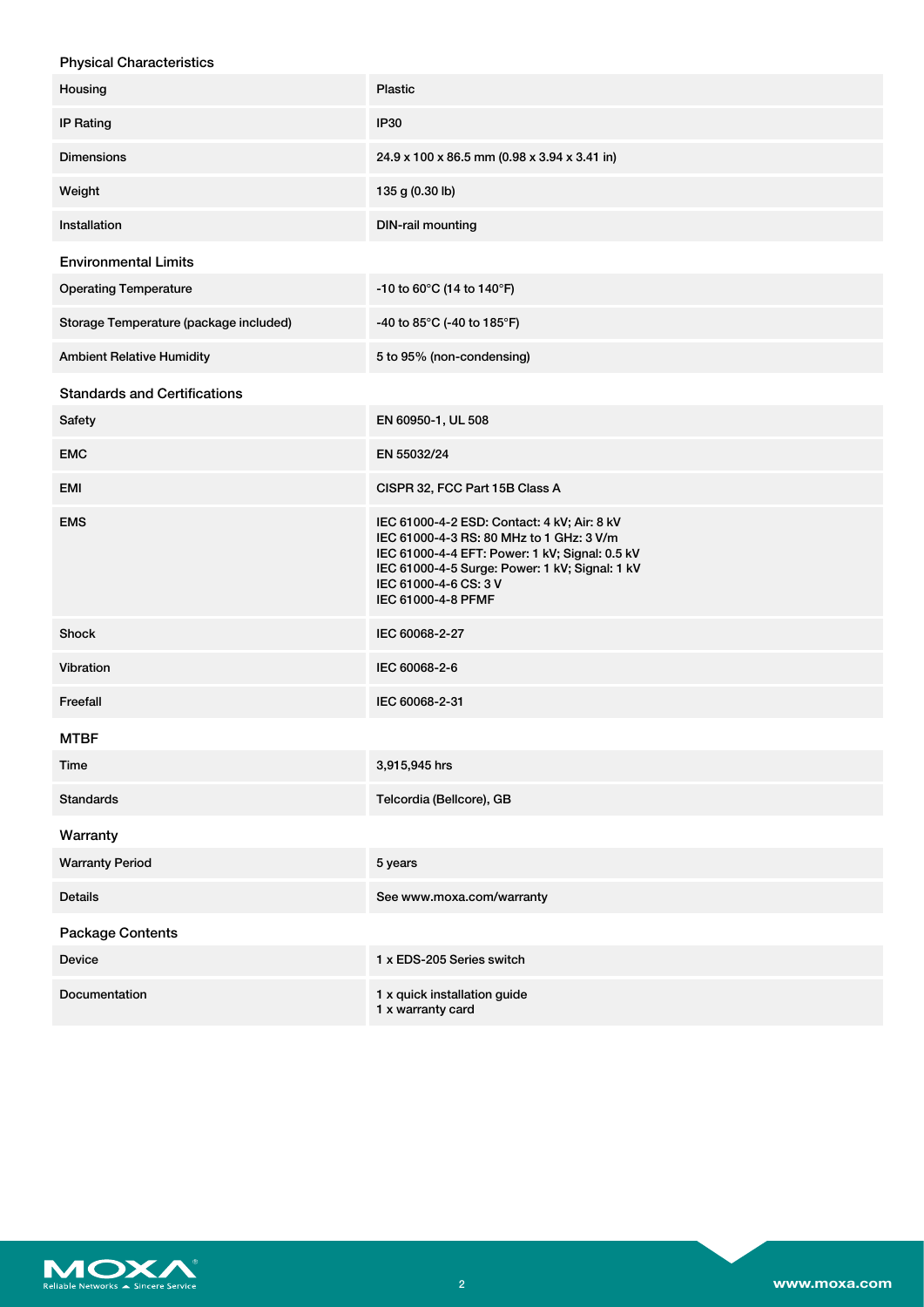### Physical Characteristics

| | |
|---|---|
| Housing | Plastic |
| IP Rating | IP30 |
| Dimensions | 24.9 x 100 x 86.5 mm (0.98 x 3.94 x 3.41 in) |
| Weight | 135 g (0.30 lb) |
| Installation | DIN-rail mounting |

### Environmental Limits

| | |
|---|---|
| Operating Temperature | -10 to 60°C (14 to 140°F) |
| Storage Temperature (package included) | -40 to 85°C (-40 to 185°F) |
| Ambient Relative Humidity | 5 to 95% (non-condensing) |

### Standards and Certifications

| | |
|---|---|
| Safety | EN 60950-1, UL 508 |
| EMC | EN 55032/24 |
| EMI | CISPR 32, FCC Part 15B Class A |
| EMS | IEC 61000-4-2 ESD: Contact: 4 kV; Air: 8 kV<br>IEC 61000-4-3 RS: 80 MHz to 1 GHz: 3 V/m<br>IEC 61000-4-4 EFT: Power: 1 kV; Signal: 0.5 kV<br>IEC 61000-4-5 Surge: Power: 1 kV; Signal: 1 kV<br>IEC 61000-4-6 CS: 3 V<br>IEC 61000-4-8 PFMF |
| Shock | IEC 60068-2-27 |
| Vibration | IEC 60068-2-6 |
| Freefall | IEC 60068-2-31 |

### MTBF

| | |
|---|---|
| Time | 3,915,945 hrs |
| Standards | Telcordia (Bellcore), GB |

### Warranty

| | |
|---|---|
| Warranty Period | 5 years |
| Details | See www.moxa.com/warranty |

### Package Contents

| | |
|---|---|
| Device | 1 x EDS-205 Series switch |
| Documentation | 1 x quick installation guide<br>1 x warranty card |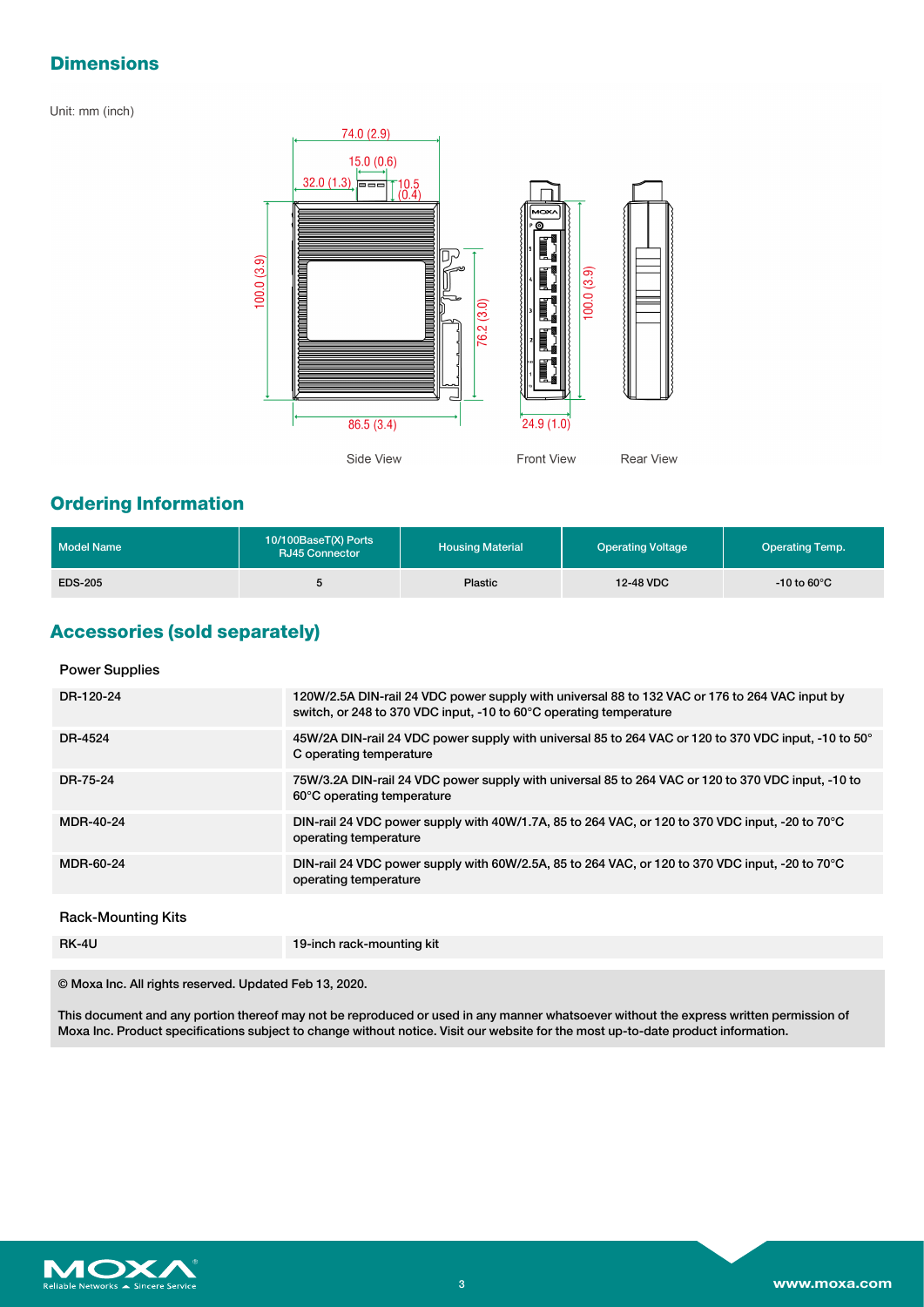## Dimensions

Unit: mm (inch)

74.0 (2.9)
15.0 (0.6)
32.0 (1.3)
10.5 (0.4)
100.0 (3.9)
76.2 (3.0)
86.5 (3.4)
100.0 (3.9)
24.9 (1.0)

Side View
Front View
Rear View

## Ordering Information

| Model Name | 10/100BaseT(X) Ports RJ45 Connector | Housing Material | Operating Voltage | Operating Temp. |
|---|---|---|---|---|
| EDS-205 | 5 | Plastic | 12-48 VDC | -10 to 60°C |

## Accessories (sold separately)

### Power Supplies

| | |
|---|---|
| DR-120-24 | 120W/2.5A DIN-rail 24 VDC power supply with universal 88 to 132 VAC or 176 to 264 VAC input by switch, or 248 to 370 VDC input, -10 to 60°C operating temperature |
| DR-4524 | 45W/2A DIN-rail 24 VDC power supply with universal 85 to 264 VAC or 120 to 370 VDC input, -10 to 50° C operating temperature |
| DR-75-24 | 75W/3.2A DIN-rail 24 VDC power supply with universal 85 to 264 VAC or 120 to 370 VDC input, -10 to 60°C operating temperature |
| MDR-40-24 | DIN-rail 24 VDC power supply with 40W/1.7A, 85 to 264 VAC, or 120 to 370 VDC input, -20 to 70°C operating temperature |
| MDR-60-24 | DIN-rail 24 VDC power supply with 60W/2.5A, 85 to 264 VAC, or 120 to 370 VDC input, -20 to 70°C operating temperature |

### Rack-Mounting Kits

| | |
|---|---|
| RK-4U | 19-inch rack-mounting kit |

© Moxa Inc. All rights reserved. Updated Feb 13, 2020.

This document and any portion thereof may not be reproduced or used in any manner whatsoever without the express written permission of Moxa Inc. Product specifications subject to change without notice. Visit our website for the most up-to-date product information.